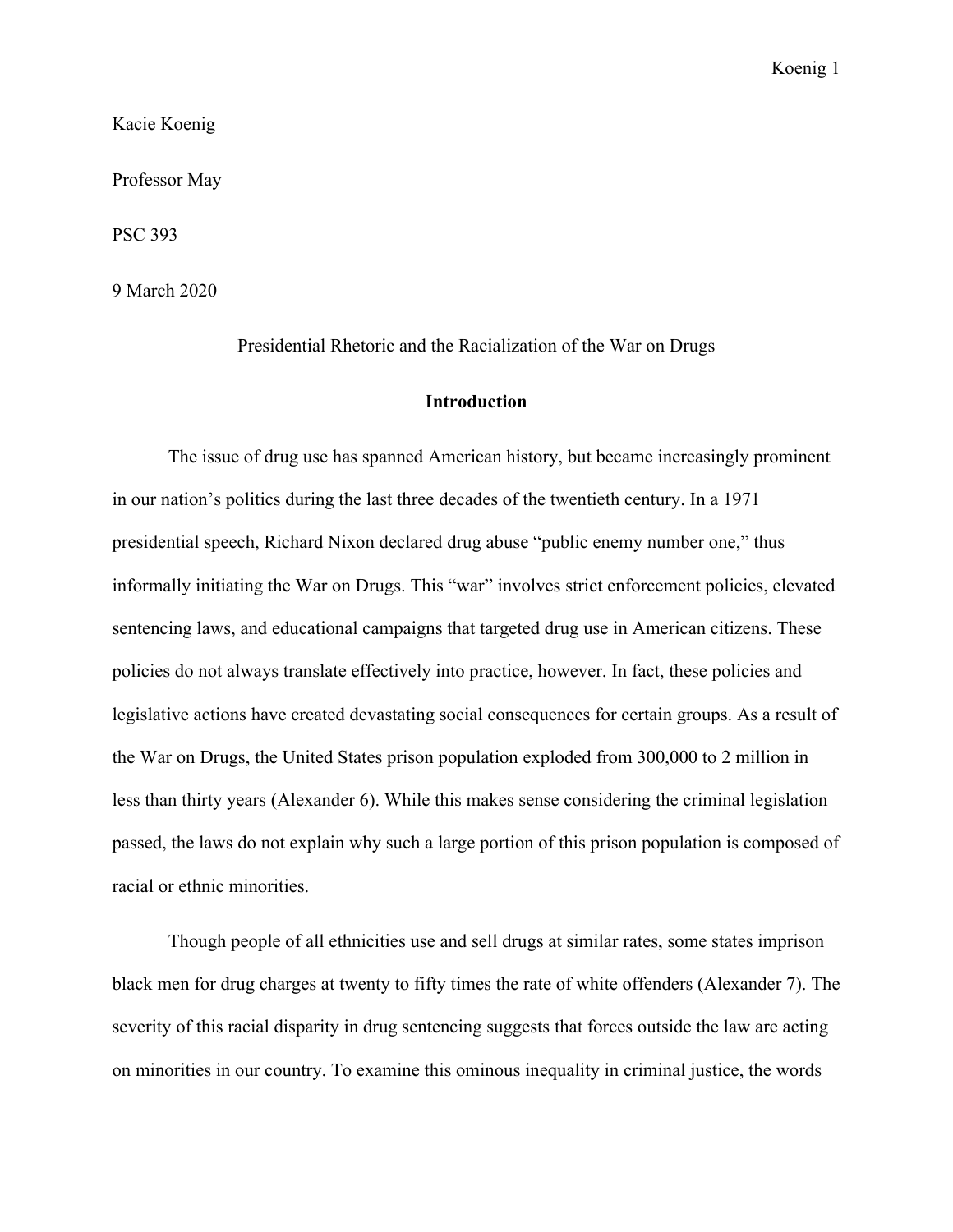Kacie Koenig

Professor May

PSC 393

9 March 2020

Presidential Rhetoric and the Racialization of the War on Drugs

## Introduction

The issue of drug use has spanned American history, but became increasingly prominent in our nation's politics during the last three decades of the twentieth century. In a 1971 presidential speech, Richard Nixon declared drug abuse "public enemy number one," thus informally initiating the War on Drugs. This "war" involves strict enforcement policies, elevated sentencing laws, and educational campaigns that targeted drug use in American citizens. These policies do not always translate effectively into practice, however. In fact, these policies and legislative actions have created devastating social consequences for certain groups. As a result of the War on Drugs, the United States prison population exploded from 300,000 to 2 million in less than thirty years (Alexander 6). While this makes sense considering the criminal legislation passed, the laws do not explain why such a large portion of this prison population is composed of racial or ethnic minorities.

Though people of all ethnicities use and sell drugs at similar rates, some states imprison black men for drug charges at twenty to fifty times the rate of white offenders (Alexander 7). The severity of this racial disparity in drug sentencing suggests that forces outside the law are acting on minorities in our country. To examine this ominous inequality in criminal justice, the words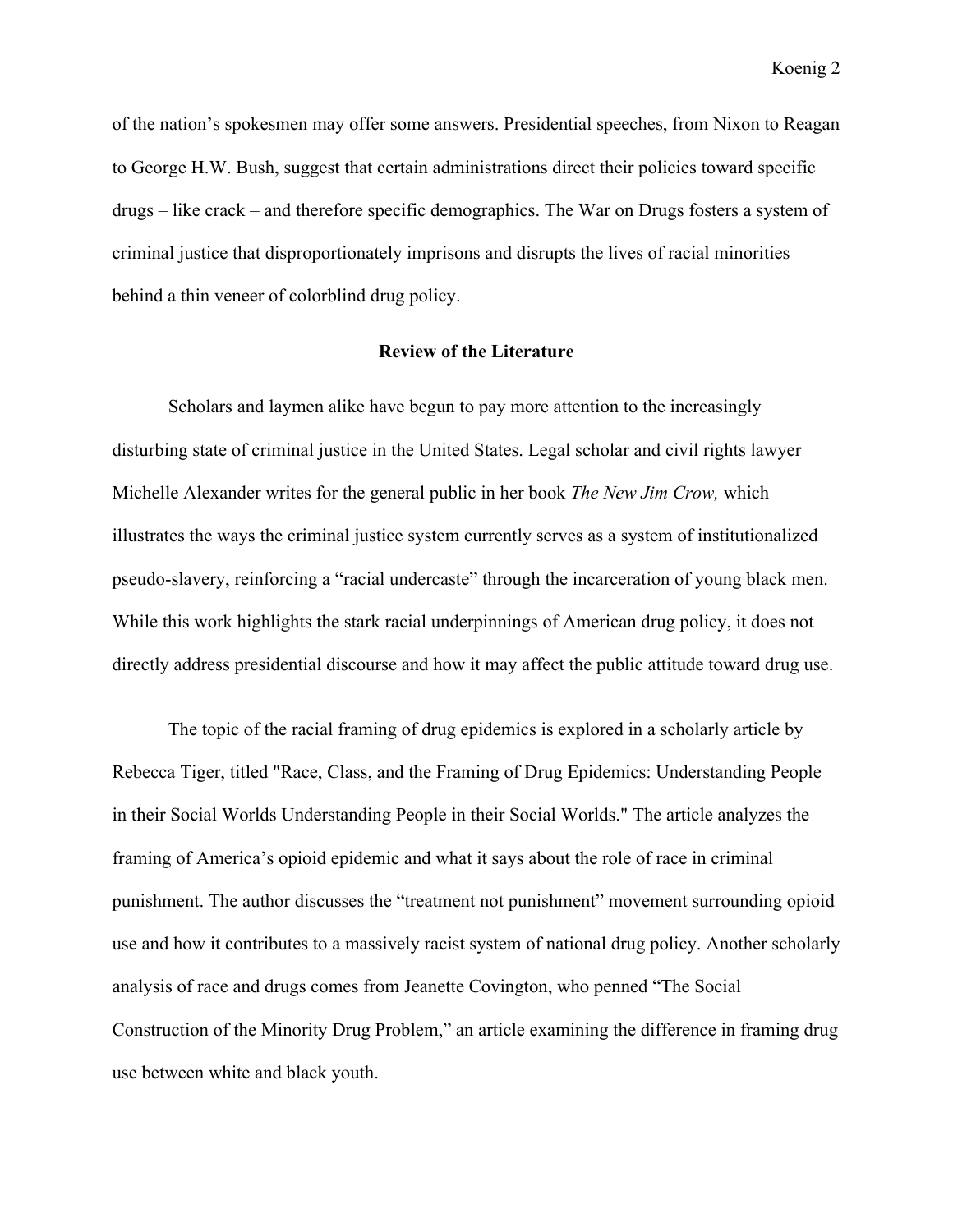of the nation's spokesmen may offer some answers. Presidential speeches, from Nixon to Reagan to George H.W. Bush, suggest that certain administrations direct their policies toward specific drugs – like crack – and therefore specific demographics. The War on Drugs fosters a system of criminal justice that disproportionately imprisons and disrupts the lives of racial minorities behind a thin veneer of colorblind drug policy.

## Review of the Literature

Scholars and laymen alike have begun to pay more attention to the increasingly disturbing state of criminal justice in the United States. Legal scholar and civil rights lawyer Michelle Alexander writes for the general public in her book *The New Jim Crow,* which illustrates the ways the criminal justice system currently serves as a system of institutionalized pseudo-slavery, reinforcing a "racial undercaste" through the incarceration of young black men. While this work highlights the stark racial underpinnings of American drug policy, it does not directly address presidential discourse and how it may affect the public attitude toward drug use.

The topic of the racial framing of drug epidemics is explored in a scholarly article by Rebecca Tiger, titled "Race, Class, and the Framing of Drug Epidemics: Understanding People in their Social Worlds Understanding People in their Social Worlds." The article analyzes the framing of America's opioid epidemic and what it says about the role of race in criminal punishment. The author discusses the "treatment not punishment" movement surrounding opioid use and how it contributes to a massively racist system of national drug policy. Another scholarly analysis of race and drugs comes from Jeanette Covington, who penned "The Social Construction of the Minority Drug Problem," an article examining the difference in framing drug use between white and black youth.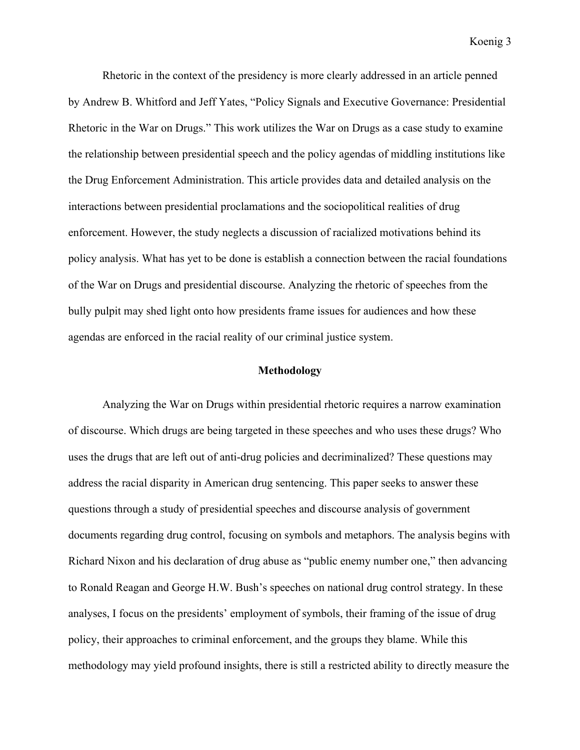Rhetoric in the context of the presidency is more clearly addressed in an article penned by Andrew B. Whitford and Jeff Yates, "Policy Signals and Executive Governance: Presidential Rhetoric in the War on Drugs." This work utilizes the War on Drugs as a case study to examine the relationship between presidential speech and the policy agendas of middling institutions like the Drug Enforcement Administration. This article provides data and detailed analysis on the interactions between presidential proclamations and the sociopolitical realities of drug enforcement. However, the study neglects a discussion of racialized motivations behind its policy analysis. What has yet to be done is establish a connection between the racial foundations of the War on Drugs and presidential discourse. Analyzing the rhetoric of speeches from the bully pulpit may shed light onto how presidents frame issues for audiences and how these agendas are enforced in the racial reality of our criminal justice system.

## Methodology

Analyzing the War on Drugs within presidential rhetoric requires a narrow examination of discourse. Which drugs are being targeted in these speeches and who uses these drugs? Who uses the drugs that are left out of anti-drug policies and decriminalized? These questions may address the racial disparity in American drug sentencing. This paper seeks to answer these questions through a study of presidential speeches and discourse analysis of government documents regarding drug control, focusing on symbols and metaphors. The analysis begins with Richard Nixon and his declaration of drug abuse as "public enemy number one," then advancing to Ronald Reagan and George H.W. Bush's speeches on national drug control strategy. In these analyses, I focus on the presidents' employment of symbols, their framing of the issue of drug policy, their approaches to criminal enforcement, and the groups they blame. While this methodology may yield profound insights, there is still a restricted ability to directly measure the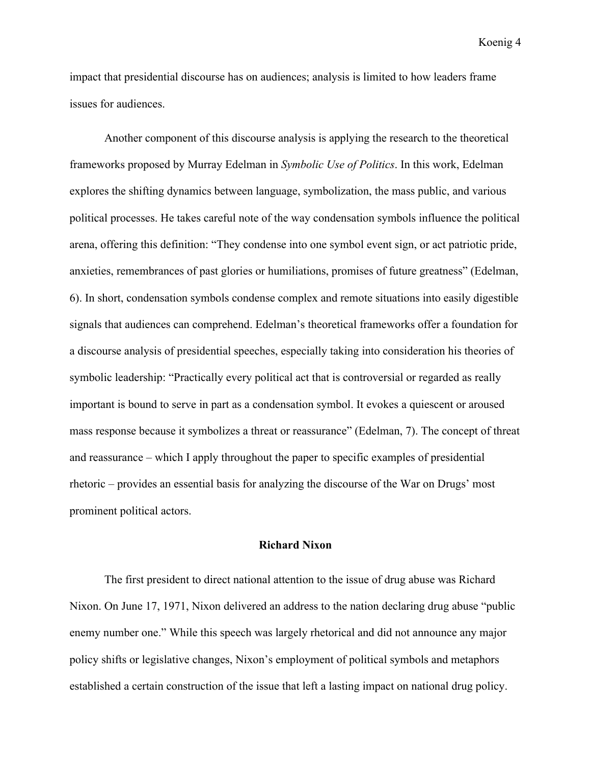impact that presidential discourse has on audiences; analysis is limited to how leaders frame issues for audiences.

Another component of this discourse analysis is applying the research to the theoretical frameworks proposed by Murray Edelman in *Symbolic Use of Politics*. In this work, Edelman explores the shifting dynamics between language, symbolization, the mass public, and various political processes. He takes careful note of the way condensation symbols influence the political arena, offering this definition: "They condense into one symbol event sign, or act patriotic pride, anxieties, remembrances of past glories or humiliations, promises of future greatness" (Edelman, 6). In short, condensation symbols condense complex and remote situations into easily digestible signals that audiences can comprehend. Edelman's theoretical frameworks offer a foundation for a discourse analysis of presidential speeches, especially taking into consideration his theories of symbolic leadership: "Practically every political act that is controversial or regarded as really important is bound to serve in part as a condensation symbol. It evokes a quiescent or aroused mass response because it symbolizes a threat or reassurance" (Edelman, 7). The concept of threat and reassurance – which I apply throughout the paper to specific examples of presidential rhetoric – provides an essential basis for analyzing the discourse of the War on Drugs' most prominent political actors.

## Richard Nixon

The first president to direct national attention to the issue of drug abuse was Richard Nixon. On June 17, 1971, Nixon delivered an address to the nation declaring drug abuse "public enemy number one." While this speech was largely rhetorical and did not announce any major policy shifts or legislative changes, Nixon's employment of political symbols and metaphors established a certain construction of the issue that left a lasting impact on national drug policy.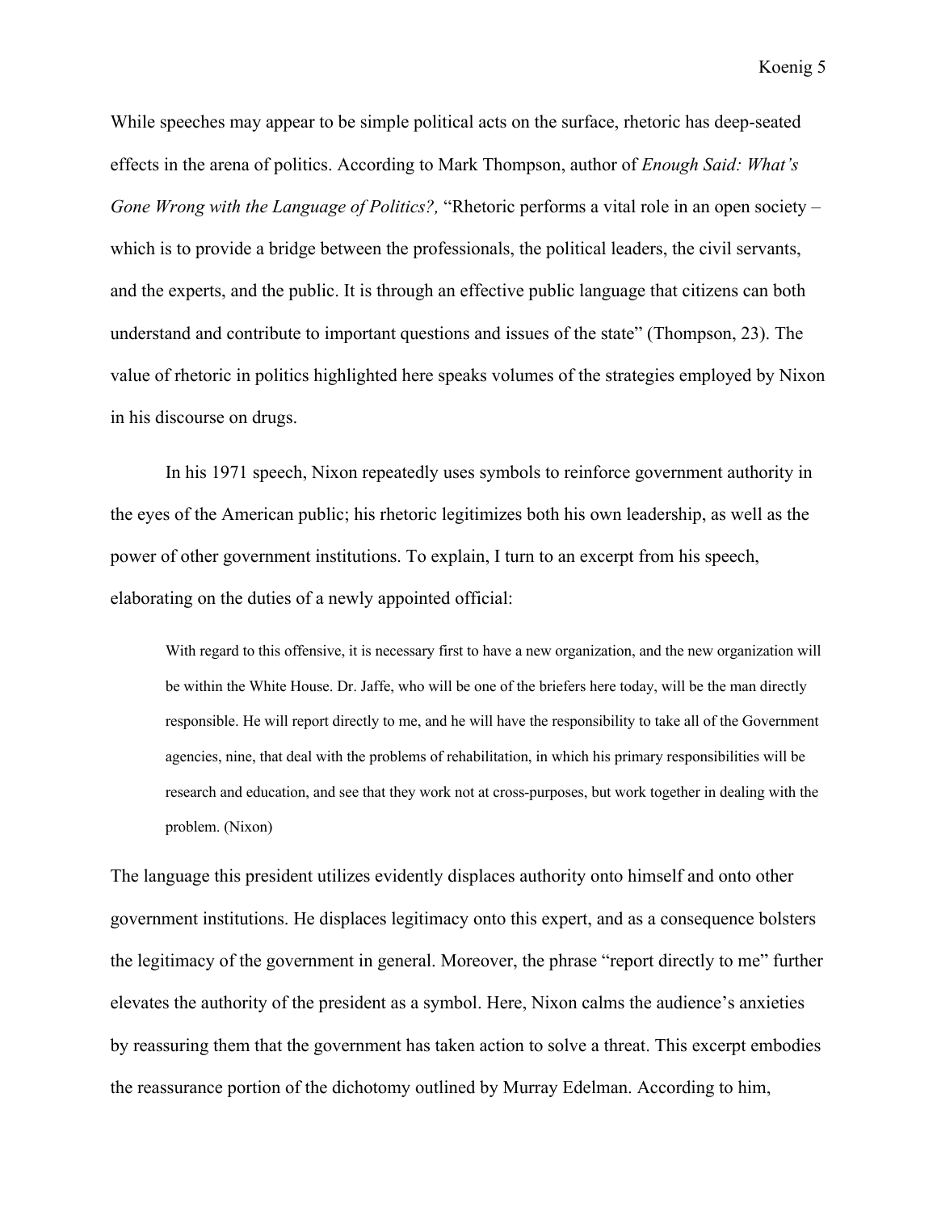While speeches may appear to be simple political acts on the surface, rhetoric has deep-seated effects in the arena of politics. According to Mark Thompson, author of *Enough Said: What's Gone Wrong with the Language of Politics?,* "Rhetoric performs a vital role in an open society – which is to provide a bridge between the professionals, the political leaders, the civil servants, and the experts, and the public. It is through an effective public language that citizens can both understand and contribute to important questions and issues of the state" (Thompson, 23). The value of rhetoric in politics highlighted here speaks volumes of the strategies employed by Nixon in his discourse on drugs.

In his 1971 speech, Nixon repeatedly uses symbols to reinforce government authority in the eyes of the American public; his rhetoric legitimizes both his own leadership, as well as the power of other government institutions. To explain, I turn to an excerpt from his speech, elaborating on the duties of a newly appointed official:

> With regard to this offensive, it is necessary first to have a new organization, and the new organization will be within the White House. Dr. Jaffe, who will be one of the briefers here today, will be the man directly responsible. He will report directly to me, and he will have the responsibility to take all of the Government agencies, nine, that deal with the problems of rehabilitation, in which his primary responsibilities will be research and education, and see that they work not at cross-purposes, but work together in dealing with the problem. (Nixon)

The language this president utilizes evidently displaces authority onto himself and onto other government institutions. He displaces legitimacy onto this expert, and as a consequence bolsters the legitimacy of the government in general. Moreover, the phrase "report directly to me" further elevates the authority of the president as a symbol. Here, Nixon calms the audience's anxieties by reassuring them that the government has taken action to solve a threat. This excerpt embodies the reassurance portion of the dichotomy outlined by Murray Edelman. According to him,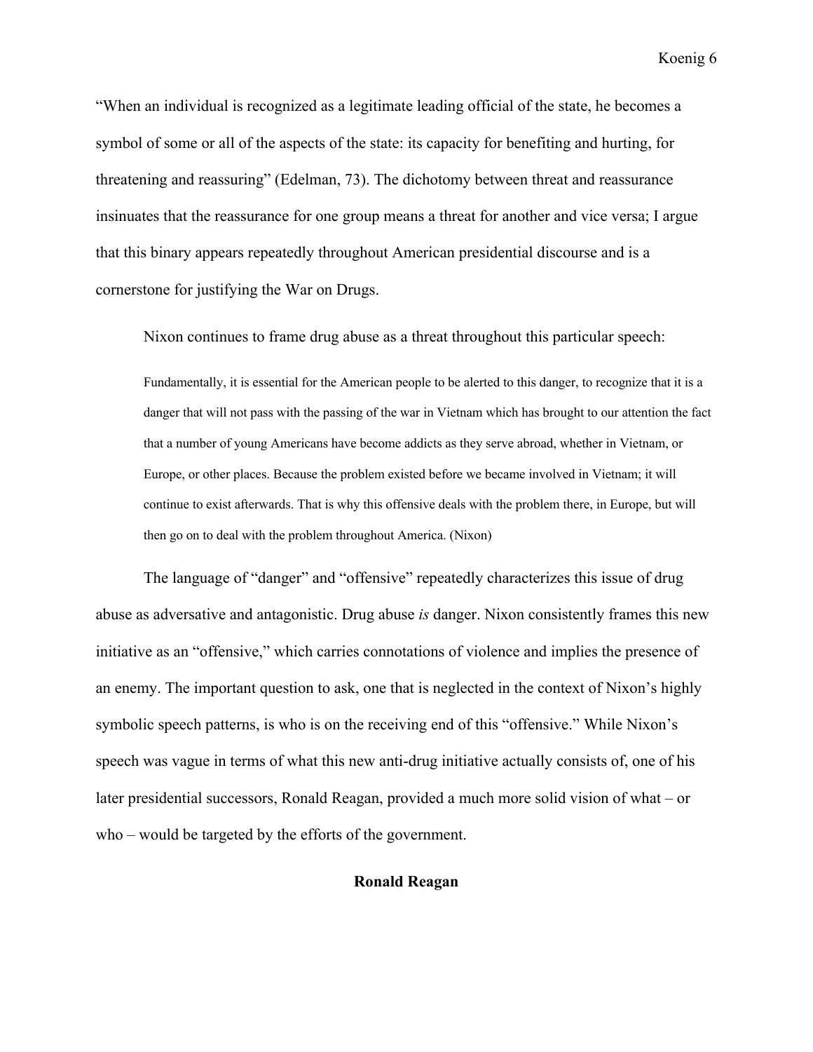"When an individual is recognized as a legitimate leading official of the state, he becomes a symbol of some or all of the aspects of the state: its capacity for benefiting and hurting, for threatening and reassuring" (Edelman, 73). The dichotomy between threat and reassurance insinuates that the reassurance for one group means a threat for another and vice versa; I argue that this binary appears repeatedly throughout American presidential discourse and is a cornerstone for justifying the War on Drugs.

Nixon continues to frame drug abuse as a threat throughout this particular speech:

> Fundamentally, it is essential for the American people to be alerted to this danger, to recognize that it is a danger that will not pass with the passing of the war in Vietnam which has brought to our attention the fact that a number of young Americans have become addicts as they serve abroad, whether in Vietnam, or Europe, or other places. Because the problem existed before we became involved in Vietnam; it will continue to exist afterwards. That is why this offensive deals with the problem there, in Europe, but will then go on to deal with the problem throughout America. (Nixon)

The language of "danger" and "offensive" repeatedly characterizes this issue of drug abuse as adversative and antagonistic. Drug abuse *is* danger. Nixon consistently frames this new initiative as an "offensive," which carries connotations of violence and implies the presence of an enemy. The important question to ask, one that is neglected in the context of Nixon's highly symbolic speech patterns, is who is on the receiving end of this "offensive." While Nixon's speech was vague in terms of what this new anti-drug initiative actually consists of, one of his later presidential successors, Ronald Reagan, provided a much more solid vision of what – or who – would be targeted by the efforts of the government.

## Ronald Reagan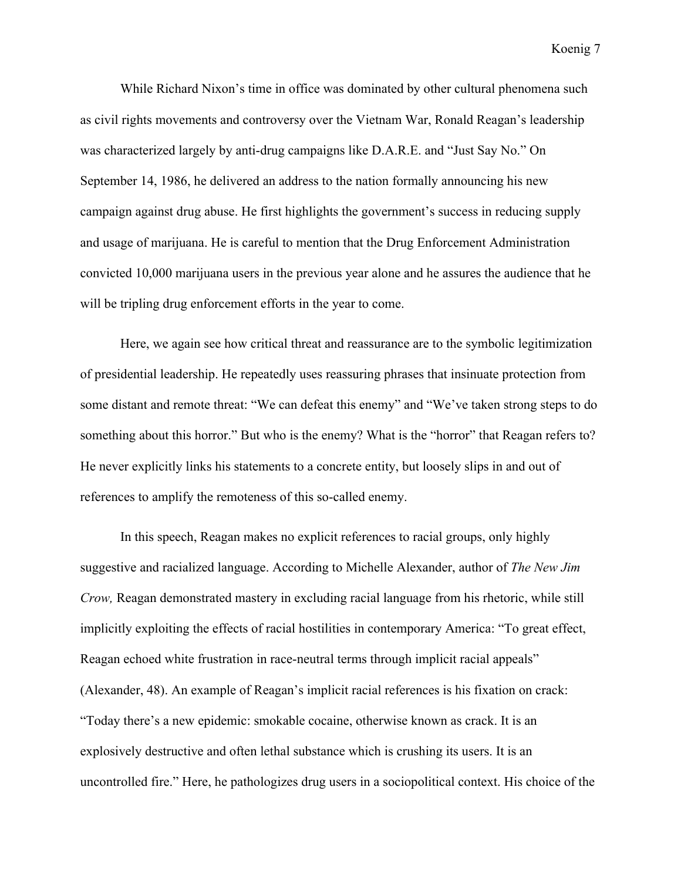While Richard Nixon's time in office was dominated by other cultural phenomena such as civil rights movements and controversy over the Vietnam War, Ronald Reagan's leadership was characterized largely by anti-drug campaigns like D.A.R.E. and "Just Say No." On September 14, 1986, he delivered an address to the nation formally announcing his new campaign against drug abuse. He first highlights the government's success in reducing supply and usage of marijuana. He is careful to mention that the Drug Enforcement Administration convicted 10,000 marijuana users in the previous year alone and he assures the audience that he will be tripling drug enforcement efforts in the year to come.

Here, we again see how critical threat and reassurance are to the symbolic legitimization of presidential leadership. He repeatedly uses reassuring phrases that insinuate protection from some distant and remote threat: "We can defeat this enemy" and "We've taken strong steps to do something about this horror." But who is the enemy? What is the "horror" that Reagan refers to? He never explicitly links his statements to a concrete entity, but loosely slips in and out of references to amplify the remoteness of this so-called enemy.

In this speech, Reagan makes no explicit references to racial groups, only highly suggestive and racialized language. According to Michelle Alexander, author of *The New Jim Crow,* Reagan demonstrated mastery in excluding racial language from his rhetoric, while still implicitly exploiting the effects of racial hostilities in contemporary America: "To great effect, Reagan echoed white frustration in race-neutral terms through implicit racial appeals" (Alexander, 48). An example of Reagan's implicit racial references is his fixation on crack: "Today there's a new epidemic: smokable cocaine, otherwise known as crack. It is an explosively destructive and often lethal substance which is crushing its users. It is an uncontrolled fire." Here, he pathologizes drug users in a sociopolitical context. His choice of the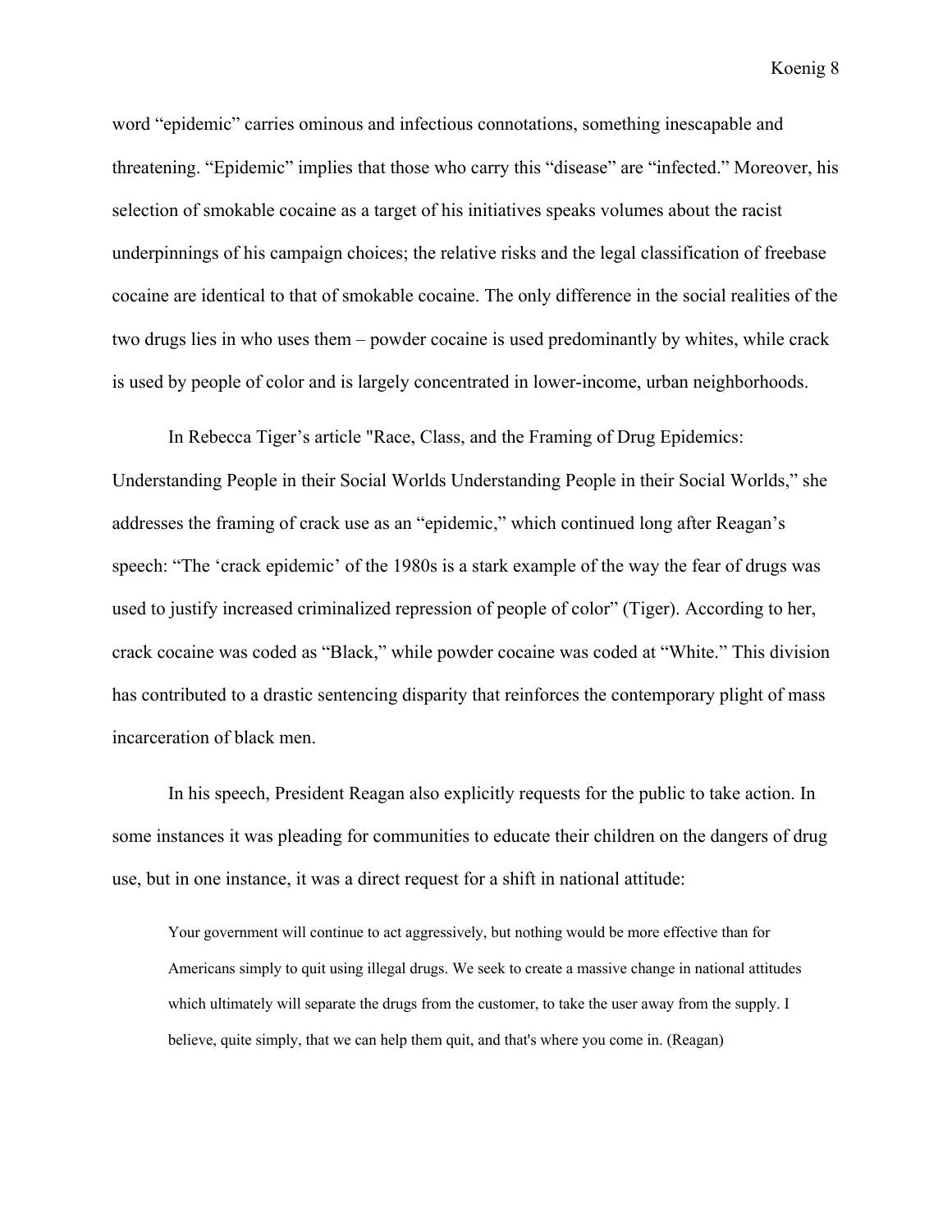word “epidemic” carries ominous and infectious connotations, something inescapable and threatening. “Epidemic” implies that those who carry this “disease” are “infected.” Moreover, his selection of smokable cocaine as a target of his initiatives speaks volumes about the racist underpinnings of his campaign choices; the relative risks and the legal classification of freebase cocaine are identical to that of smokable cocaine. The only difference in the social realities of the two drugs lies in who uses them – powder cocaine is used predominantly by whites, while crack is used by people of color and is largely concentrated in lower-income, urban neighborhoods.

In Rebecca Tiger’s article "Race, Class, and the Framing of Drug Epidemics: Understanding People in their Social Worlds Understanding People in their Social Worlds,” she addresses the framing of crack use as an “epidemic,” which continued long after Reagan’s speech: “The ‘crack epidemic’ of the 1980s is a stark example of the way the fear of drugs was used to justify increased criminalized repression of people of color” (Tiger). According to her, crack cocaine was coded as “Black,” while powder cocaine was coded at “White.” This division has contributed to a drastic sentencing disparity that reinforces the contemporary plight of mass incarceration of black men.

In his speech, President Reagan also explicitly requests for the public to take action. In some instances it was pleading for communities to educate their children on the dangers of drug use, but in one instance, it was a direct request for a shift in national attitude:

> Your government will continue to act aggressively, but nothing would be more effective than for Americans simply to quit using illegal drugs. We seek to create a massive change in national attitudes which ultimately will separate the drugs from the customer, to take the user away from the supply. I believe, quite simply, that we can help them quit, and that's where you come in. (Reagan)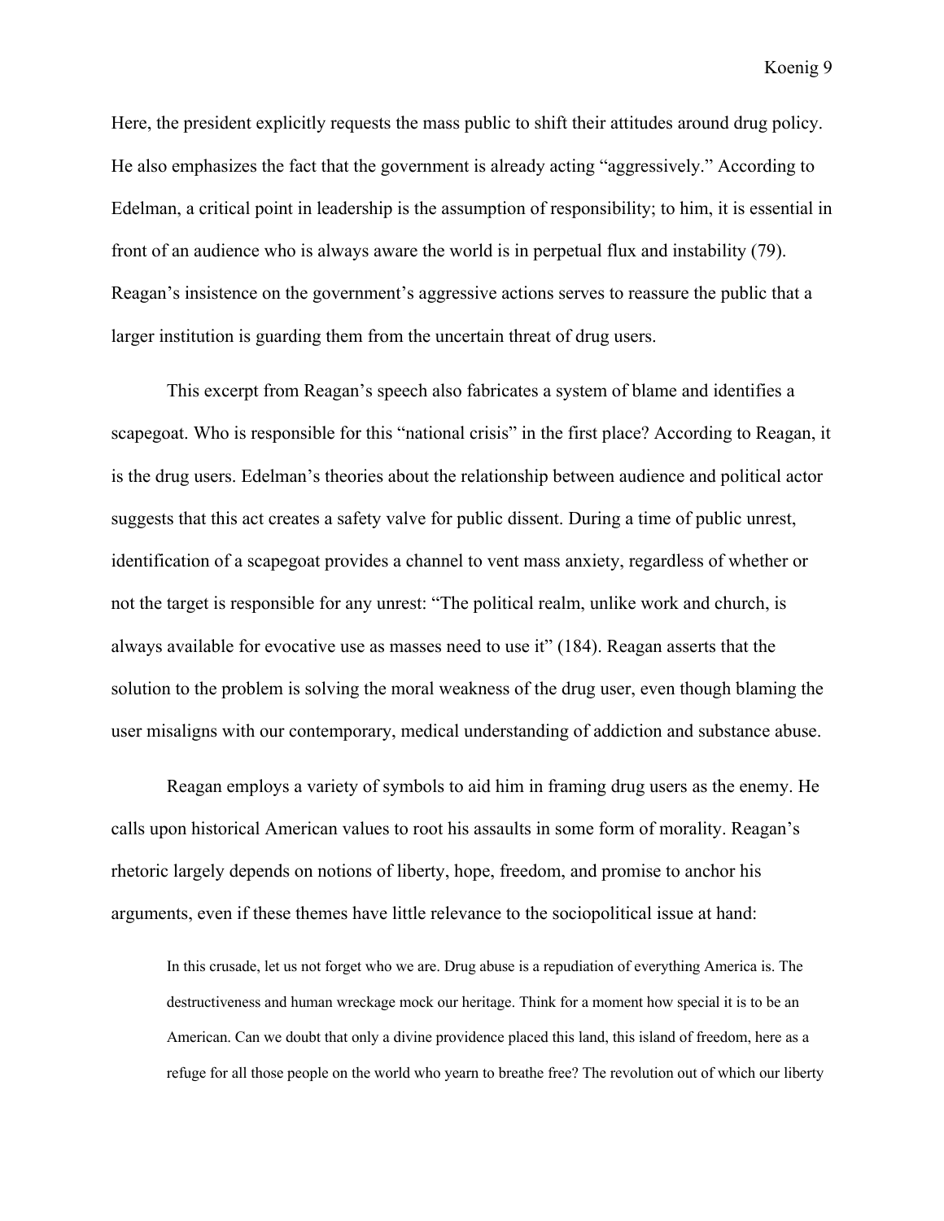Here, the president explicitly requests the mass public to shift their attitudes around drug policy. He also emphasizes the fact that the government is already acting “aggressively.” According to Edelman, a critical point in leadership is the assumption of responsibility; to him, it is essential in front of an audience who is always aware the world is in perpetual flux and instability (79). Reagan’s insistence on the government’s aggressive actions serves to reassure the public that a larger institution is guarding them from the uncertain threat of drug users.

This excerpt from Reagan’s speech also fabricates a system of blame and identifies a scapegoat. Who is responsible for this “national crisis” in the first place? According to Reagan, it is the drug users. Edelman’s theories about the relationship between audience and political actor suggests that this act creates a safety valve for public dissent. During a time of public unrest, identification of a scapegoat provides a channel to vent mass anxiety, regardless of whether or not the target is responsible for any unrest: “The political realm, unlike work and church, is always available for evocative use as masses need to use it” (184). Reagan asserts that the solution to the problem is solving the moral weakness of the drug user, even though blaming the user misaligns with our contemporary, medical understanding of addiction and substance abuse.

Reagan employs a variety of symbols to aid him in framing drug users as the enemy. He calls upon historical American values to root his assaults in some form of morality. Reagan’s rhetoric largely depends on notions of liberty, hope, freedom, and promise to anchor his arguments, even if these themes have little relevance to the sociopolitical issue at hand:

> In this crusade, let us not forget who we are. Drug abuse is a repudiation of everything America is. The destructiveness and human wreckage mock our heritage. Think for a moment how special it is to be an American. Can we doubt that only a divine providence placed this land, this island of freedom, here as a refuge for all those people on the world who yearn to breathe free? The revolution out of which our liberty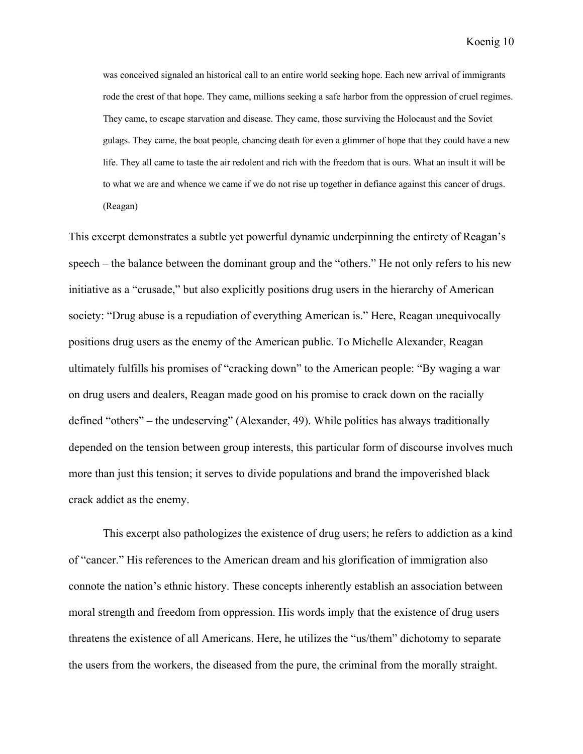> was conceived signaled an historical call to an entire world seeking hope. Each new arrival of immigrants rode the crest of that hope. They came, millions seeking a safe harbor from the oppression of cruel regimes. They came, to escape starvation and disease. They came, those surviving the Holocaust and the Soviet gulags. They came, the boat people, chancing death for even a glimmer of hope that they could have a new life. They all came to taste the air redolent and rich with the freedom that is ours. What an insult it will be to what we are and whence we came if we do not rise up together in defiance against this cancer of drugs. (Reagan)

This excerpt demonstrates a subtle yet powerful dynamic underpinning the entirety of Reagan's speech – the balance between the dominant group and the "others." He not only refers to his new initiative as a "crusade," but also explicitly positions drug users in the hierarchy of American society: "Drug abuse is a repudiation of everything American is." Here, Reagan unequivocally positions drug users as the enemy of the American public. To Michelle Alexander, Reagan ultimately fulfills his promises of "cracking down" to the American people: "By waging a war on drug users and dealers, Reagan made good on his promise to crack down on the racially defined "others" – the undeserving" (Alexander, 49). While politics has always traditionally depended on the tension between group interests, this particular form of discourse involves much more than just this tension; it serves to divide populations and brand the impoverished black crack addict as the enemy.

This excerpt also pathologizes the existence of drug users; he refers to addiction as a kind of "cancer." His references to the American dream and his glorification of immigration also connote the nation's ethnic history. These concepts inherently establish an association between moral strength and freedom from oppression. His words imply that the existence of drug users threatens the existence of all Americans. Here, he utilizes the "us/them" dichotomy to separate the users from the workers, the diseased from the pure, the criminal from the morally straight.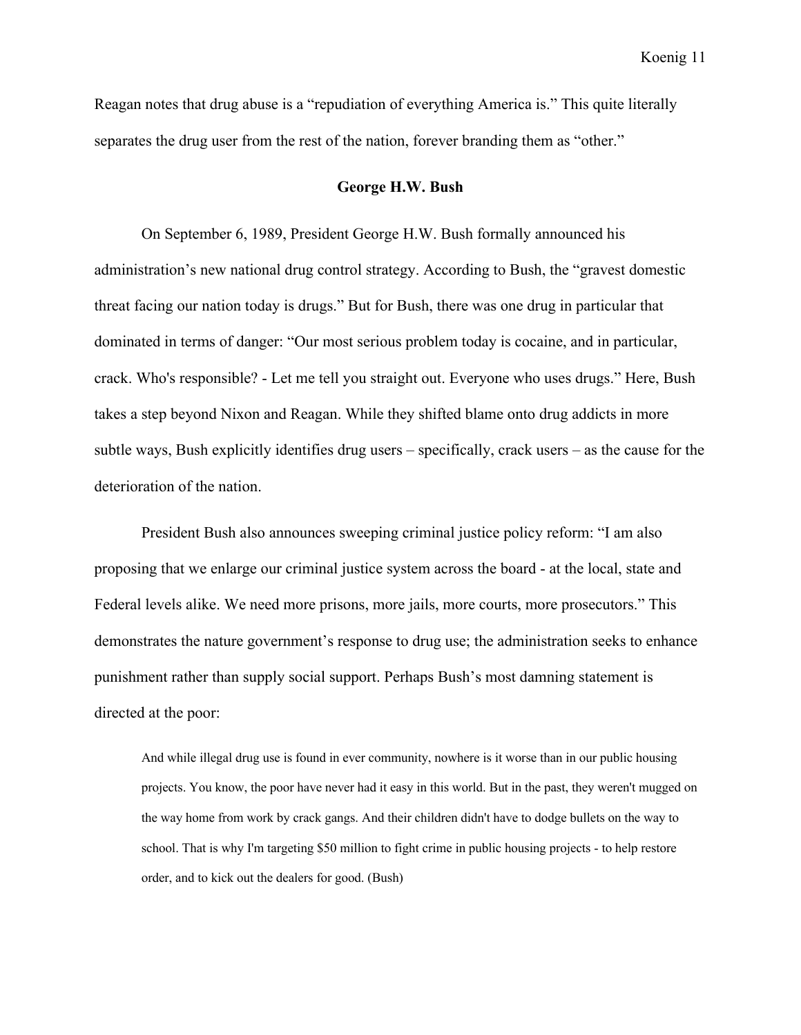Reagan notes that drug abuse is a "repudiation of everything America is." This quite literally separates the drug user from the rest of the nation, forever branding them as "other."

## George H.W. Bush

On September 6, 1989, President George H.W. Bush formally announced his administration's new national drug control strategy. According to Bush, the "gravest domestic threat facing our nation today is drugs." But for Bush, there was one drug in particular that dominated in terms of danger: "Our most serious problem today is cocaine, and in particular, crack. Who's responsible? - Let me tell you straight out. Everyone who uses drugs." Here, Bush takes a step beyond Nixon and Reagan. While they shifted blame onto drug addicts in more subtle ways, Bush explicitly identifies drug users – specifically, crack users – as the cause for the deterioration of the nation.

President Bush also announces sweeping criminal justice policy reform: "I am also proposing that we enlarge our criminal justice system across the board - at the local, state and Federal levels alike. We need more prisons, more jails, more courts, more prosecutors." This demonstrates the nature government's response to drug use; the administration seeks to enhance punishment rather than supply social support. Perhaps Bush's most damning statement is directed at the poor:

> And while illegal drug use is found in ever community, nowhere is it worse than in our public housing projects. You know, the poor have never had it easy in this world. But in the past, they weren't mugged on the way home from work by crack gangs. And their children didn't have to dodge bullets on the way to school. That is why I'm targeting $50 million to fight crime in public housing projects - to help restore order, and to kick out the dealers for good. (Bush)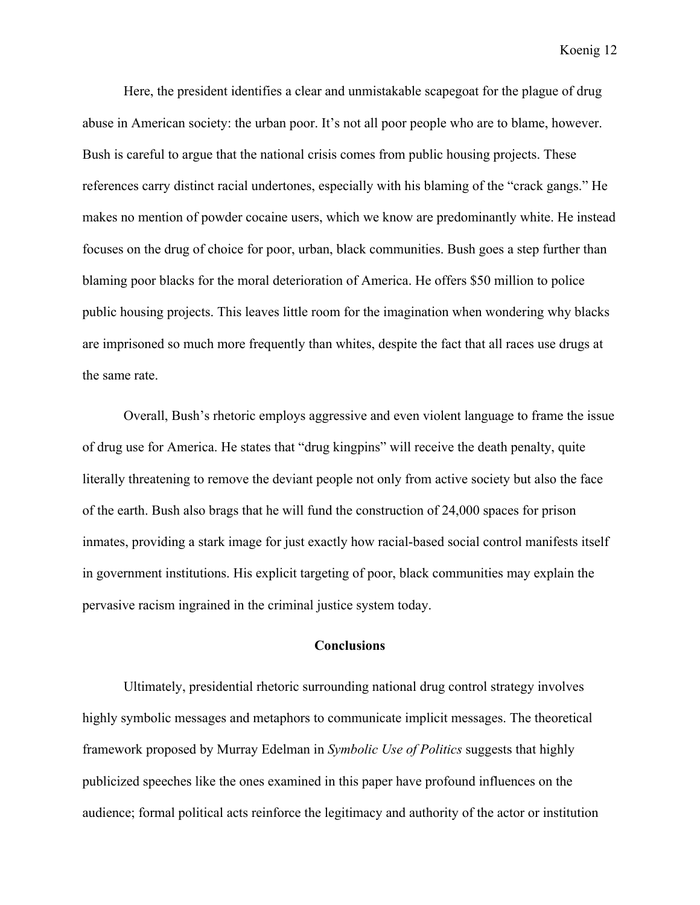Here, the president identifies a clear and unmistakable scapegoat for the plague of drug abuse in American society: the urban poor. It's not all poor people who are to blame, however. Bush is careful to argue that the national crisis comes from public housing projects. These references carry distinct racial undertones, especially with his blaming of the "crack gangs." He makes no mention of powder cocaine users, which we know are predominantly white. He instead focuses on the drug of choice for poor, urban, black communities. Bush goes a step further than blaming poor blacks for the moral deterioration of America. He offers $50 million to police public housing projects. This leaves little room for the imagination when wondering why blacks are imprisoned so much more frequently than whites, despite the fact that all races use drugs at the same rate.

Overall, Bush's rhetoric employs aggressive and even violent language to frame the issue of drug use for America. He states that "drug kingpins" will receive the death penalty, quite literally threatening to remove the deviant people not only from active society but also the face of the earth. Bush also brags that he will fund the construction of 24,000 spaces for prison inmates, providing a stark image for just exactly how racial-based social control manifests itself in government institutions. His explicit targeting of poor, black communities may explain the pervasive racism ingrained in the criminal justice system today.

## Conclusions

Ultimately, presidential rhetoric surrounding national drug control strategy involves highly symbolic messages and metaphors to communicate implicit messages. The theoretical framework proposed by Murray Edelman in *Symbolic Use of Politics* suggests that highly publicized speeches like the ones examined in this paper have profound influences on the audience; formal political acts reinforce the legitimacy and authority of the actor or institution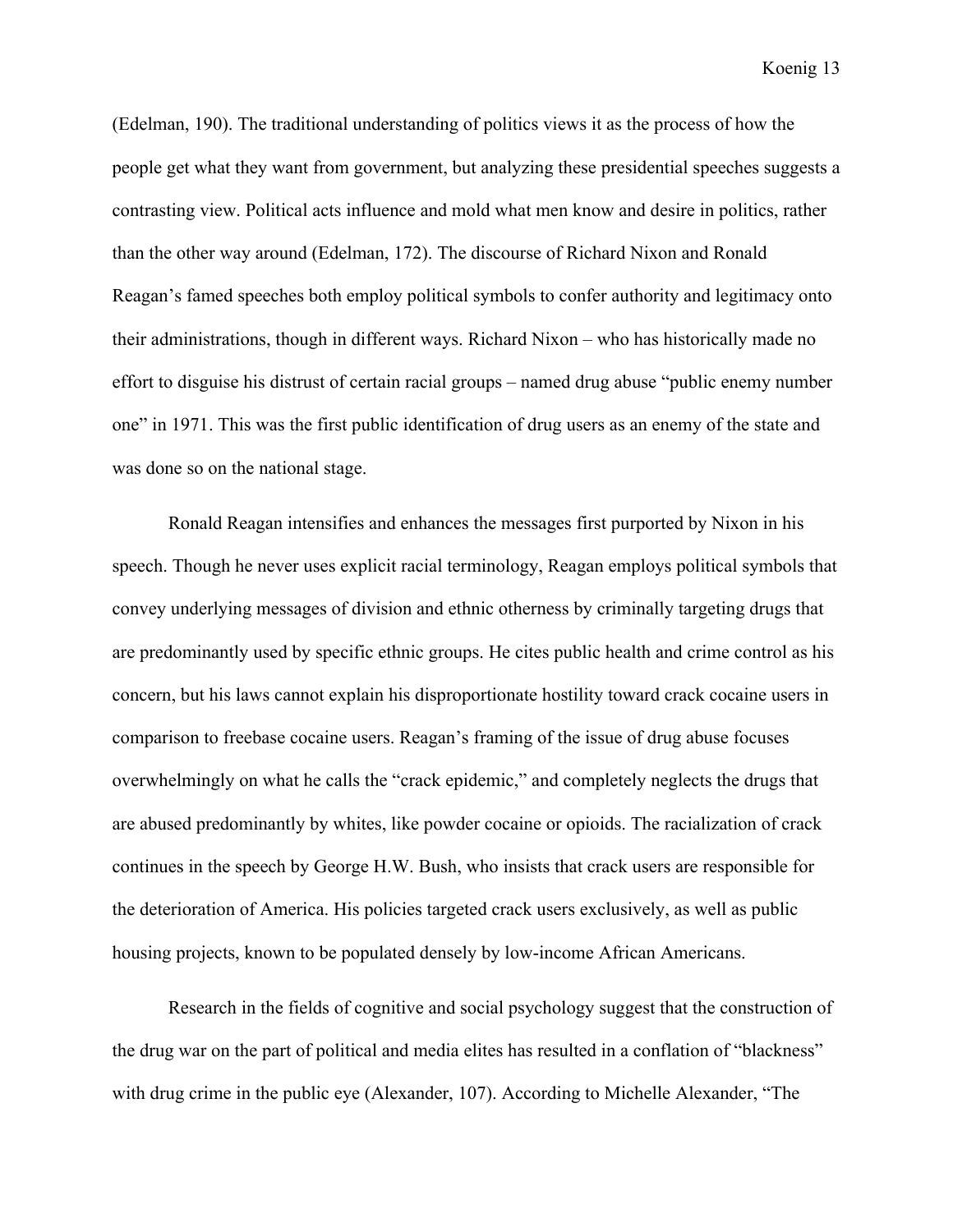(Edelman, 190). The traditional understanding of politics views it as the process of how the people get what they want from government, but analyzing these presidential speeches suggests a contrasting view. Political acts influence and mold what men know and desire in politics, rather than the other way around (Edelman, 172). The discourse of Richard Nixon and Ronald Reagan's famed speeches both employ political symbols to confer authority and legitimacy onto their administrations, though in different ways. Richard Nixon – who has historically made no effort to disguise his distrust of certain racial groups – named drug abuse "public enemy number one" in 1971. This was the first public identification of drug users as an enemy of the state and was done so on the national stage.

Ronald Reagan intensifies and enhances the messages first purported by Nixon in his speech. Though he never uses explicit racial terminology, Reagan employs political symbols that convey underlying messages of division and ethnic otherness by criminally targeting drugs that are predominantly used by specific ethnic groups. He cites public health and crime control as his concern, but his laws cannot explain his disproportionate hostility toward crack cocaine users in comparison to freebase cocaine users. Reagan's framing of the issue of drug abuse focuses overwhelmingly on what he calls the "crack epidemic," and completely neglects the drugs that are abused predominantly by whites, like powder cocaine or opioids. The racialization of crack continues in the speech by George H.W. Bush, who insists that crack users are responsible for the deterioration of America. His policies targeted crack users exclusively, as well as public housing projects, known to be populated densely by low-income African Americans.

Research in the fields of cognitive and social psychology suggest that the construction of the drug war on the part of political and media elites has resulted in a conflation of "blackness" with drug crime in the public eye (Alexander, 107). According to Michelle Alexander, "The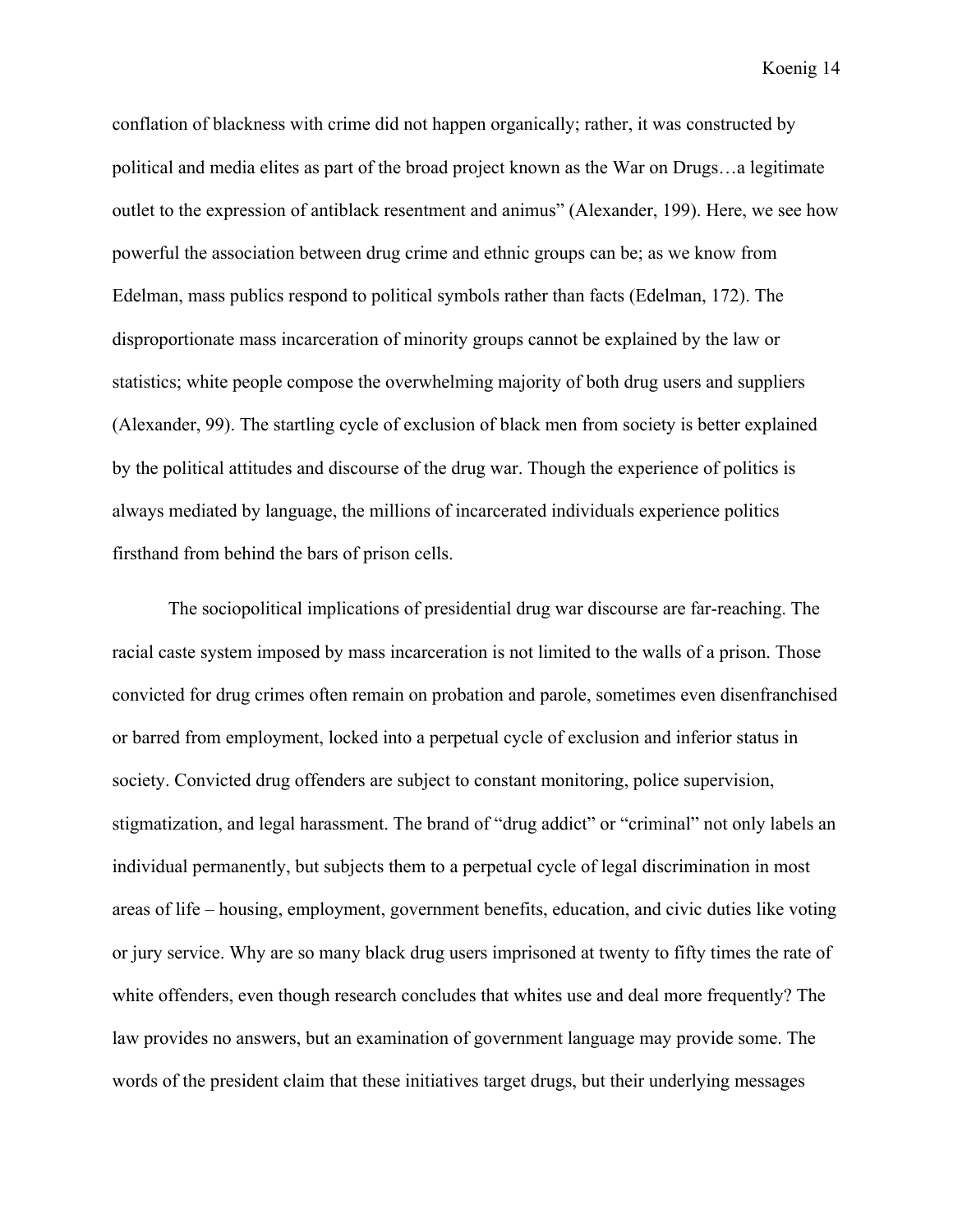conflation of blackness with crime did not happen organically; rather, it was constructed by political and media elites as part of the broad project known as the War on Drugs…a legitimate outlet to the expression of antiblack resentment and animus" (Alexander, 199). Here, we see how powerful the association between drug crime and ethnic groups can be; as we know from Edelman, mass publics respond to political symbols rather than facts (Edelman, 172). The disproportionate mass incarceration of minority groups cannot be explained by the law or statistics; white people compose the overwhelming majority of both drug users and suppliers (Alexander, 99). The startling cycle of exclusion of black men from society is better explained by the political attitudes and discourse of the drug war. Though the experience of politics is always mediated by language, the millions of incarcerated individuals experience politics firsthand from behind the bars of prison cells.

The sociopolitical implications of presidential drug war discourse are far-reaching. The racial caste system imposed by mass incarceration is not limited to the walls of a prison. Those convicted for drug crimes often remain on probation and parole, sometimes even disenfranchised or barred from employment, locked into a perpetual cycle of exclusion and inferior status in society. Convicted drug offenders are subject to constant monitoring, police supervision, stigmatization, and legal harassment. The brand of "drug addict" or "criminal" not only labels an individual permanently, but subjects them to a perpetual cycle of legal discrimination in most areas of life – housing, employment, government benefits, education, and civic duties like voting or jury service. Why are so many black drug users imprisoned at twenty to fifty times the rate of white offenders, even though research concludes that whites use and deal more frequently? The law provides no answers, but an examination of government language may provide some. The words of the president claim that these initiatives target drugs, but their underlying messages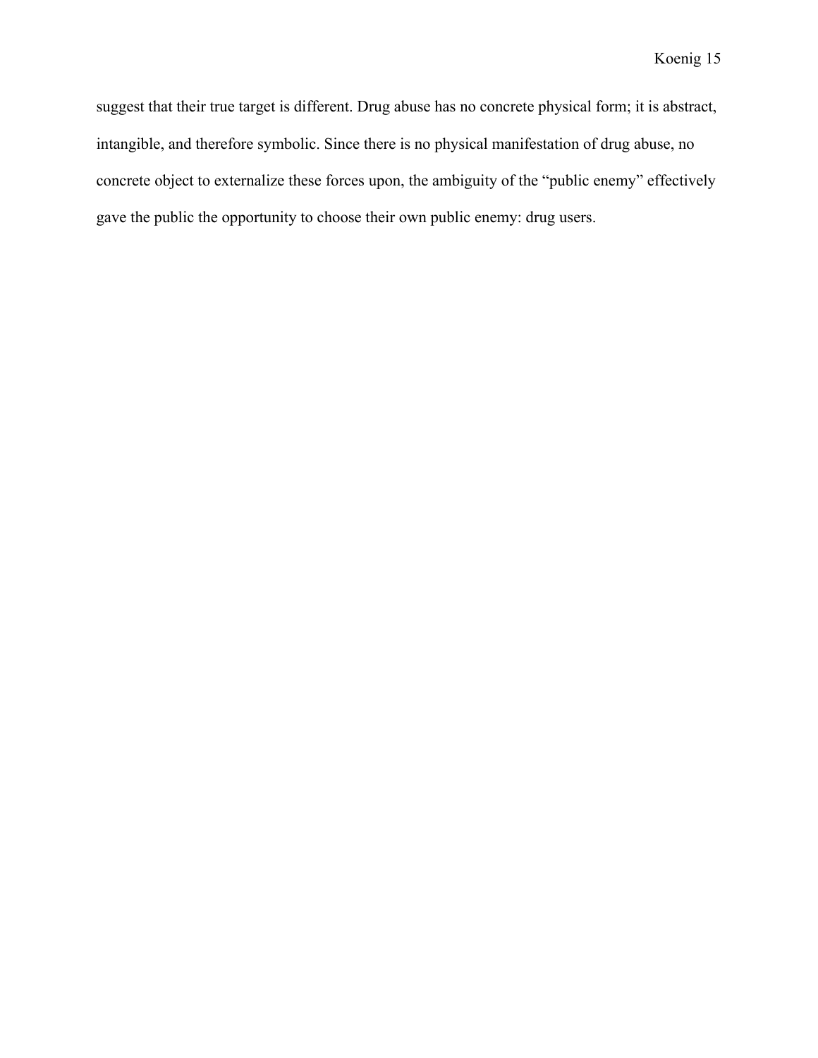suggest that their true target is different. Drug abuse has no concrete physical form; it is abstract, intangible, and therefore symbolic. Since there is no physical manifestation of drug abuse, no concrete object to externalize these forces upon, the ambiguity of the "public enemy" effectively gave the public the opportunity to choose their own public enemy: drug users.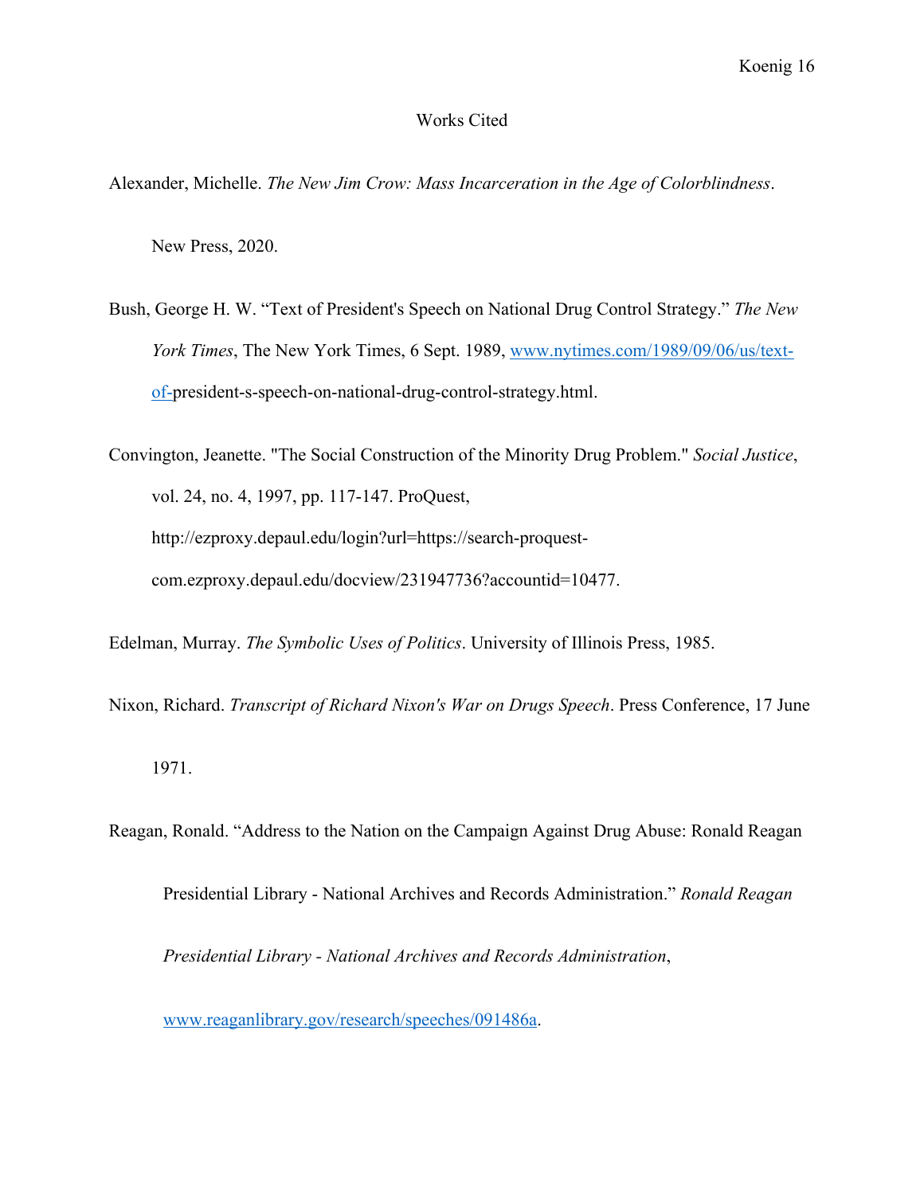# Works Cited

Alexander, Michelle. *The New Jim Crow: Mass Incarceration in the Age of Colorblindness*. New Press, 2020.

Bush, George H. W. “Text of President's Speech on National Drug Control Strategy.” *The New York Times*, The New York Times, 6 Sept. 1989, www.nytimes.com/1989/09/06/us/text-of-president-s-speech-on-national-drug-control-strategy.html.

Convington, Jeanette. "The Social Construction of the Minority Drug Problem." *Social Justice*, vol. 24, no. 4, 1997, pp. 117-147. ProQuest, http://ezproxy.depaul.edu/login?url=https://search-proquest-com.ezproxy.depaul.edu/docview/231947736?accountid=10477.

Edelman, Murray. *The Symbolic Uses of Politics*. University of Illinois Press, 1985.

Nixon, Richard. *Transcript of Richard Nixon's War on Drugs Speech*. Press Conference, 17 June 1971.

Reagan, Ronald. “Address to the Nation on the Campaign Against Drug Abuse: Ronald Reagan Presidential Library - National Archives and Records Administration.” *Ronald Reagan Presidential Library - National Archives and Records Administration*, www.reaganlibrary.gov/research/speeches/091486a.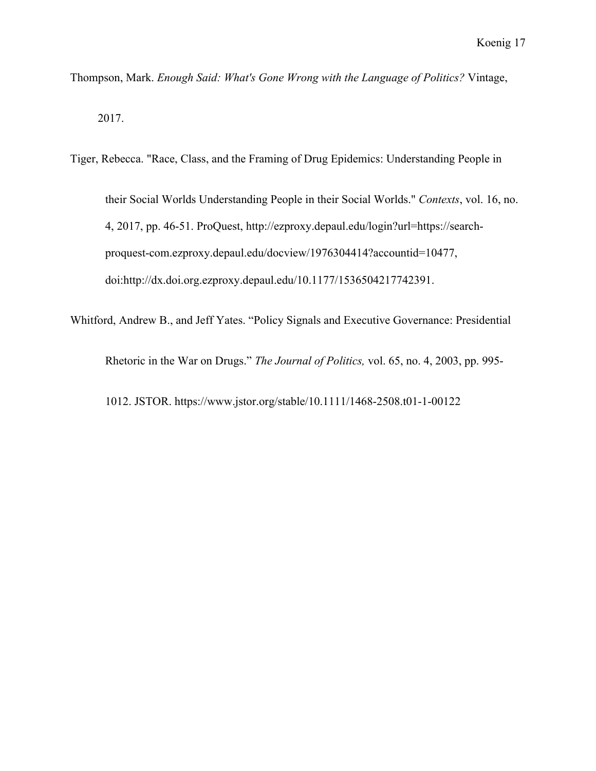Thompson, Mark. *Enough Said: What's Gone Wrong with the Language of Politics?* Vintage, 2017.

Tiger, Rebecca. "Race, Class, and the Framing of Drug Epidemics: Understanding People in their Social Worlds Understanding People in their Social Worlds." *Contexts*, vol. 16, no. 4, 2017, pp. 46-51. ProQuest, http://ezproxy.depaul.edu/login?url=https://search-proquest-com.ezproxy.depaul.edu/docview/1976304414?accountid=10477, doi:http://dx.doi.org.ezproxy.depaul.edu/10.1177/1536504217742391.

Whitford, Andrew B., and Jeff Yates. "Policy Signals and Executive Governance: Presidential Rhetoric in the War on Drugs." *The Journal of Politics,* vol. 65, no. 4, 2003, pp. 995-1012. JSTOR. https://www.jstor.org/stable/10.1111/1468-2508.t01-1-00122